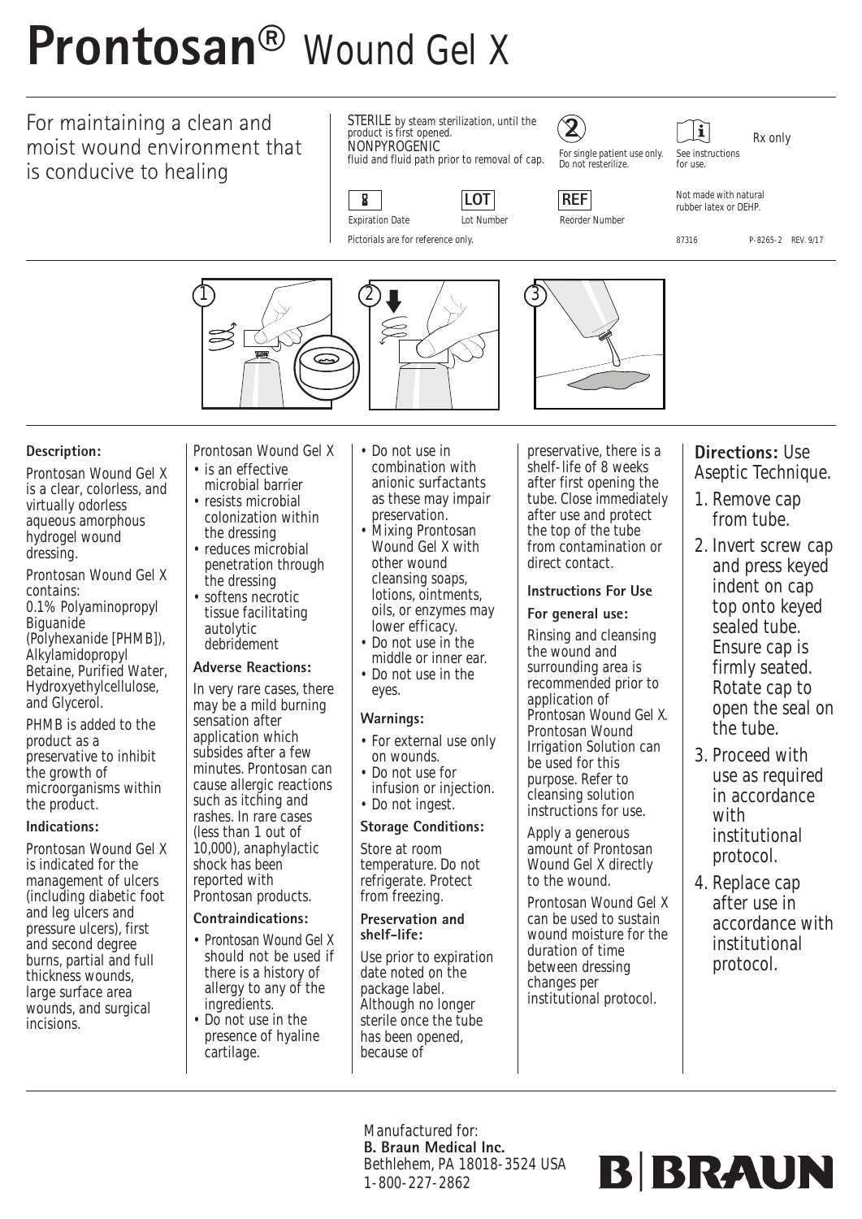# Prontosan® Wound Gel X

For maintaining a clean and moist wound environment that is conducive to healing

STERILE by steam sterilization, until the product is first opened.
NONPYROGENIC fluid and fluid path prior to removal of cap.

For single patient use only. Do not resterilize.

See instructions for use.

Rx only

Expiration Date

LOT Lot Number

REF Reorder Number

Not made with natural rubber latex or DEHP.

Pictorials are for reference only.

87316 P-8265-2 REV. 9/17

**Description:**

Prontosan Wound Gel X is a clear, colorless, and virtually odorless aqueous amorphous hydrogel wound dressing.

Prontosan Wound Gel X contains:
0.1% Polyaminopropyl Biguanide (Polyhexanide [PHMB]), Alkylamidopropyl Betaine, Purified Water, Hydroxyethylcellulose, and Glycerol.

PHMB is added to the product as a preservative to inhibit the growth of microorganisms within the product.

**Indications:**

Prontosan Wound Gel X is indicated for the management of ulcers (including diabetic foot and leg ulcers and pressure ulcers), first and second degree burns, partial and full thickness wounds, large surface area wounds, and surgical incisions.

Prontosan Wound Gel X

- is an effective microbial barrier
- resists microbial colonization within the dressing
- reduces microbial penetration through the dressing
- softens necrotic tissue facilitating autolytic debridement

**Adverse Reactions:**

In very rare cases, there may be a mild burning sensation after application which subsides after a few minutes. Prontosan can cause allergic reactions such as itching and rashes. In rare cases (less than 1 out of 10,000), anaphylactic shock has been reported with Prontosan products.

**Contraindications:**

- Prontosan Wound Gel X should not be used if there is a history of allergy to any of the ingredients.
- Do not use in the presence of hyaline cartilage.
- Do not use in combination with anionic surfactants as these may impair preservation.
- Mixing Prontosan Wound Gel X with other wound cleansing soaps, lotions, ointments, oils, or enzymes may lower efficacy.
- Do not use in the middle or inner ear.
- Do not use in the eyes.

**Warnings:**

- For external use only on wounds.
- Do not use for infusion or injection.
- Do not ingest.

**Storage Conditions:**

Store at room temperature. Do not refrigerate. Protect from freezing.

**Preservation and shelf-life:**

Use prior to expiration date noted on the package label. Although no longer sterile once the tube has been opened, because of preservative, there is a shelf-life of 8 weeks after first opening the tube. Close immediately after use and protect the top of the tube from contamination or direct contact.

**Instructions For Use**

**For general use:**

Rinsing and cleansing the wound and surrounding area is recommended prior to application of Prontosan Wound Gel X. Prontosan Wound Irrigation Solution can be used for this purpose. Refer to cleansing solution instructions for use.

Apply a generous amount of Prontosan Wound Gel X directly to the wound.

Prontosan Wound Gel X can be used to sustain wound moisture for the duration of time between dressing changes per institutional protocol.

**Directions:** Use Aseptic Technique.

1. Remove cap from tube.
2. Invert screw cap and press keyed indent on cap top onto keyed sealed tube. Ensure cap is firmly seated. Rotate cap to open the seal on the tube.
3. Proceed with use as required in accordance with institutional protocol.
4. Replace cap after use in accordance with institutional protocol.

Manufactured for:
**B. Braun Medical Inc.**
Bethlehem, PA 18018-3524 USA
1-800-227-2862

B|BRAUN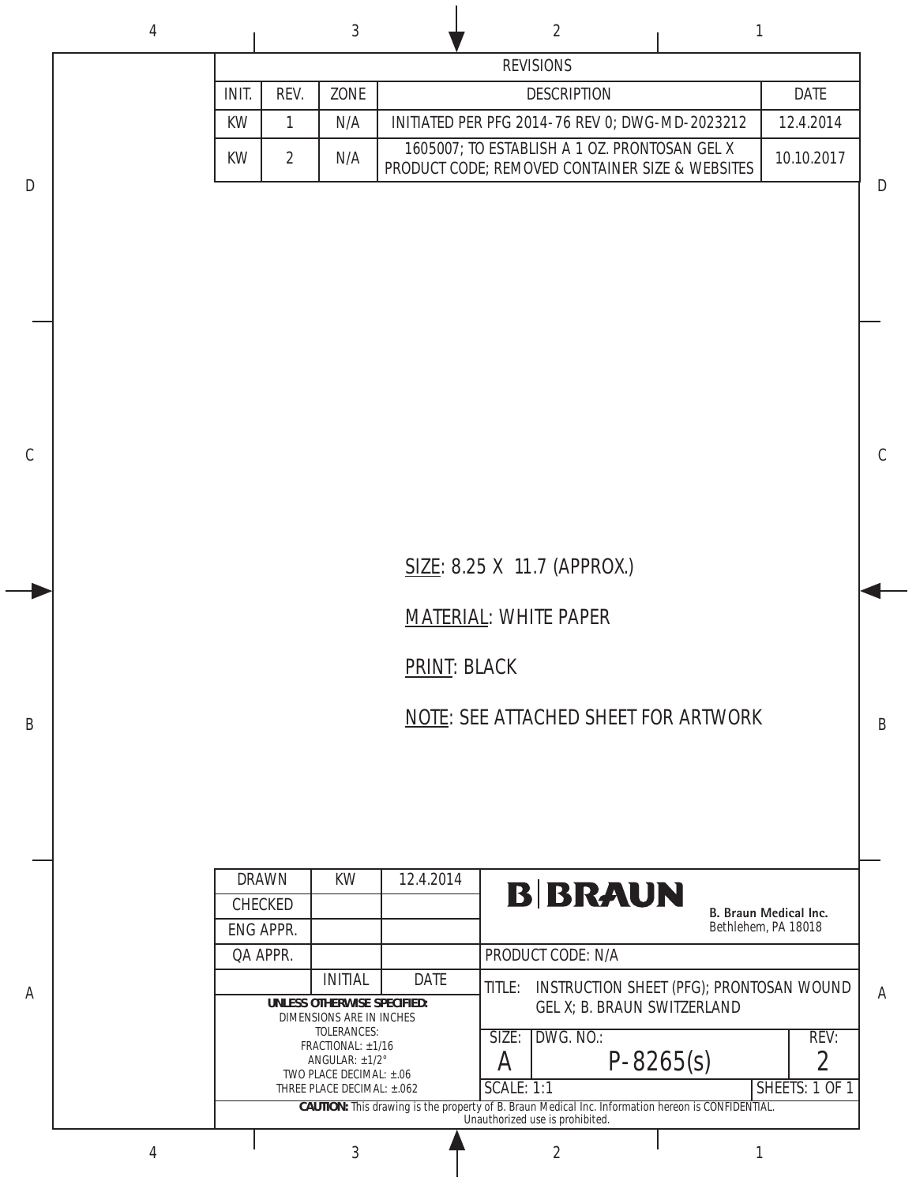| REVISIONS | | | | |
|---|---|---|---|---|
| INIT. | REV. | ZONE | DESCRIPTION | DATE |
| KW | 1 | N/A | INITIATED PER PFG 2014-76 REV 0; DWG-MD-2023212 | 12.4.2014 |
| KW | 2 | N/A | 1605007; TO ESTABLISH A 1 OZ. PRONTOSAN GEL X PRODUCT CODE; REMOVED CONTAINER SIZE & WEBSITES | 10.10.2017 |

SIZE: 8.25 X 11.7 (APPROX.)

MATERIAL: WHITE PAPER

PRINT: BLACK

NOTE: SEE ATTACHED SHEET FOR ARTWORK

| | INITIAL | DATE |
|---|---|---|
| DRAWN | KW | 12.4.2014 |
| CHECKED | | |
| ENG APPR. | | |
| QA APPR. | | |

**UNLESS OTHERWISE SPECIFIED:**
DIMENSIONS ARE IN INCHES
TOLERANCES:
FRACTIONAL: ±1/16
ANGULAR: ±1/2°
TWO PLACE DECIMAL: ±.06
THREE PLACE DECIMAL: ±.062

B|BRAUN
B. Braun Medical Inc.
Bethlehem, PA 18018

PRODUCT CODE: N/A

TITLE: INSTRUCTION SHEET (PFG); PRONTOSAN WOUND GEL X; B. BRAUN SWITZERLAND

| SIZE: | DWG. NO.: | REV: |
|---|---|---|
| A | P-8265(s) | 2 |
| SCALE: 1:1 | | SHEETS: 1 OF 1 |

**CAUTION:** This drawing is the property of B. Braun Medical Inc. Information hereon is CONFIDENTIAL. Unauthorized use is prohibited.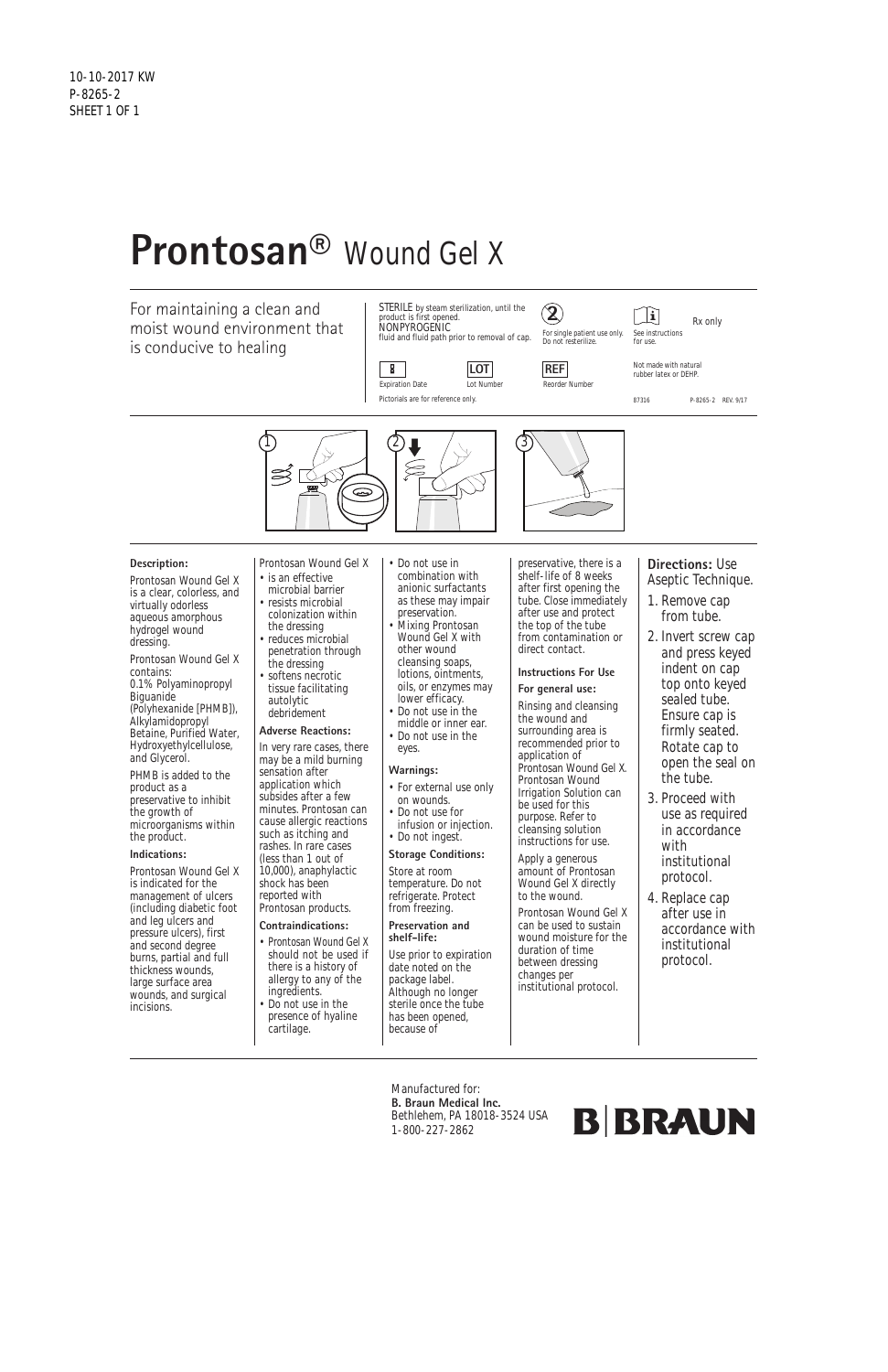10-10-2017 KW
P-8265-2
SHEET 1 OF 1

# Prontosan® Wound Gel X

For maintaining a clean and moist wound environment that is conducive to healing

STERILE by steam sterilization, until the product is first opened.
NONPYROGENIC fluid and fluid path prior to removal of cap.

For single patient use only. Do not resterilize.

See instructions for use.

Rx only

Expiration Date

LOT Lot Number

REF Reorder Number

Not made with natural rubber latex or DEHP.

Pictorials are for reference only.

B7316 P-8265-2 REV. 9/17

**Description:**

Prontosan Wound Gel X is a clear, colorless, and virtually odorless aqueous amorphous hydrogel wound dressing.

Prontosan Wound Gel X contains:
0.1% Polyaminopropyl Biguanide (Polyhexanide [PHMB]), Alkylamidopropyl Betaine, Purified Water, Hydroxyethylcellulose, and Glycerol.

PHMB is added to the product as a preservative to inhibit the growth of microorganisms within the product.

**Indications:**

Prontosan Wound Gel X is indicated for the management of ulcers (including diabetic foot and leg ulcers and pressure ulcers), first and second degree burns, partial and full thickness wounds, large surface area wounds, and surgical incisions.

Prontosan Wound Gel X

- is an effective microbial barrier
- resists microbial colonization within the dressing
- reduces microbial penetration through the dressing
- softens necrotic tissue facilitating autolytic debridement

**Adverse Reactions:**

In very rare cases, there may be a mild burning sensation after application which subsides after a few minutes. Prontosan can cause allergic reactions such as itching and rashes. In rare cases (less than 1 out of 10,000), anaphylactic shock has been reported with Prontosan products.

**Contraindications:**

- Prontosan Wound Gel X should not be used if there is a history of allergy to any of the ingredients.
- Do not use in the presence of hyaline cartilage.
- Do not use in combination with anionic surfactants as these may impair preservation.
- Mixing Prontosan Wound Gel X with other wound cleansing soaps, lotions, ointments, oils, or enzymes may lower efficacy.
- Do not use in the middle or inner ear.
- Do not use in the eyes.

**Warnings:**

- For external use only on wounds.
- Do not use for infusion or injection.
- Do not ingest.

**Storage Conditions:**

Store at room temperature. Do not refrigerate. Protect from freezing.

**Preservation and shelf–life:**

Use prior to expiration date noted on the package label. Although no longer sterile once the tube has been opened, because of preservative, there is a shelf-life of 8 weeks after first opening the tube. Close immediately after use and protect the top of the tube from contamination or direct contact.

**Instructions For Use**

**For general use:**

Rinsing and cleansing the wound and surrounding area is recommended prior to application of Prontosan Wound Gel X. Prontosan Wound Irrigation Solution can be used for this purpose. Refer to cleansing solution instructions for use.

Apply a generous amount of Prontosan Wound Gel X directly to the wound.

Prontosan Wound Gel X can be used to sustain wound moisture for the duration of time between dressing changes per institutional protocol.

**Directions:** Use Aseptic Technique.

1. Remove cap from tube.
2. Invert screw cap and press keyed indent on cap top onto keyed sealed tube. Ensure cap is firmly seated. Rotate cap to open the seal on the tube.
3. Proceed with use as required in accordance with institutional protocol.
4. Replace cap after use in accordance with institutional protocol.

Manufactured for:
**B. Braun Medical Inc.**
Bethlehem, PA 18018-3524 USA
1-800-227-2862

B|BRAUN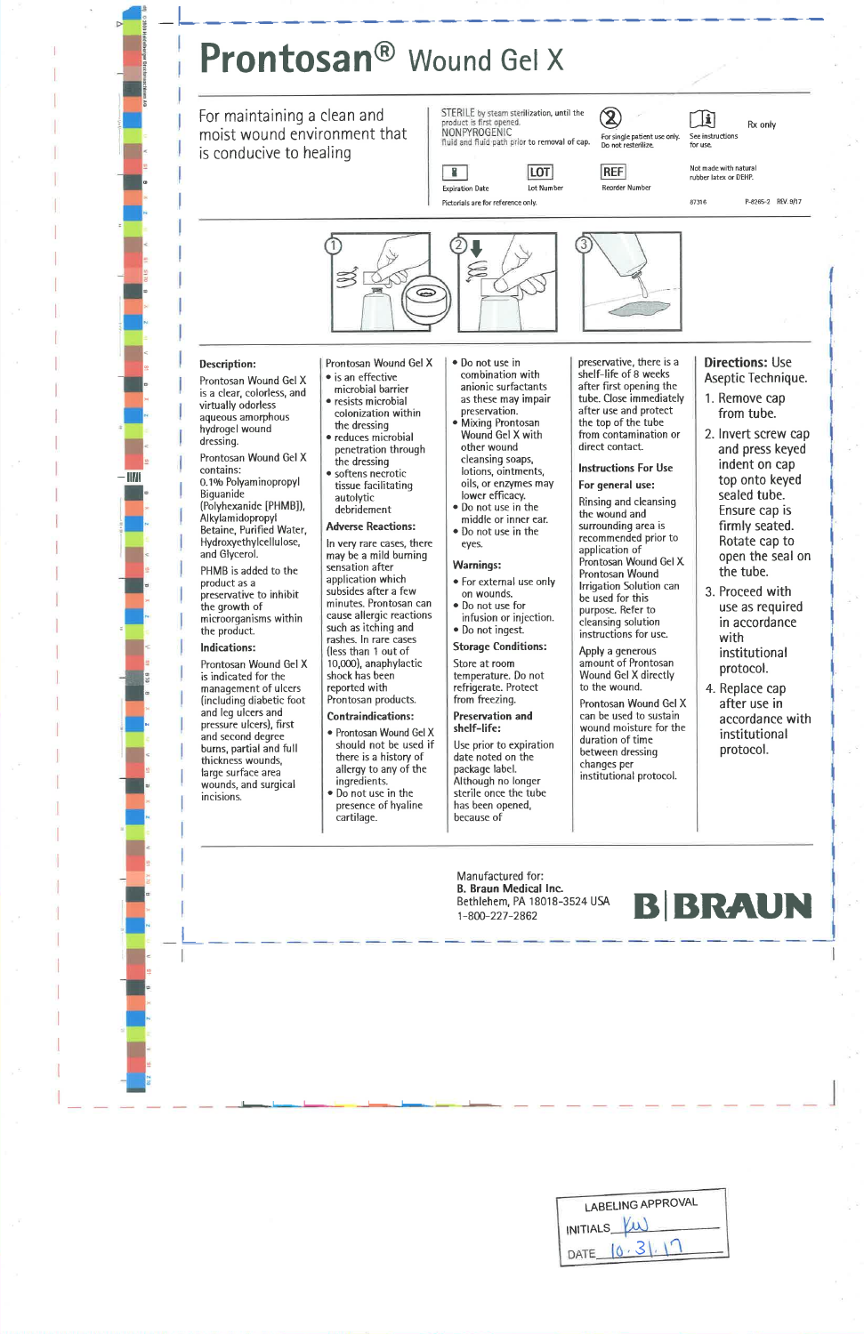# Prontosan® Wound Gel X

For maintaining a clean and moist wound environment that is conducive to healing

STERILE by steam sterilization, until the product is first opened.
NONPYROGENIC fluid and fluid path prior to removal of cap.

For single patient use only. Do not resterilize.

See instructions for use.

Rx only

Expiration Date

Lot Number

Reorder Number

Not made with natural rubber latex or DEHP.

Pictorials are for reference only.

87316 P-8265-2 REV. 9/17

**Description:**

Prontosan Wound Gel X is a clear, colorless, and virtually odorless aqueous amorphous hydrogel wound dressing.

Prontosan Wound Gel X contains: 0.1% Polyaminopropyl Biguanide (Polyhexanide [PHMB]), Alkylamidopropyl Betaine, Purified Water, Hydroxyethylcellulose, and Glycerol.

PHMB is added to the product as a preservative to inhibit the growth of microorganisms within the product.

**Indications:**

Prontosan Wound Gel X is indicated for the management of ulcers (including diabetic foot and leg ulcers and pressure ulcers), first and second degree burns, partial and full thickness wounds, large surface area wounds, and surgical incisions.

Prontosan Wound Gel X

- is an effective microbial barrier
- resists microbial colonization within the dressing
- reduces microbial penetration through the dressing
- softens necrotic tissue facilitating autolytic debridement

**Adverse Reactions:**

In very rare cases, there may be a mild burning sensation after application which subsides after a few minutes. Prontosan can cause allergic reactions such as itching and rashes. In rare cases (less than 1 out of 10,000), anaphylactic shock has been reported with Prontosan products.

**Contraindications:**

- Prontosan Wound Gel X should not be used if there is a history of allergy to any of the ingredients.
- Do not use in the presence of hyaline cartilage.
- Do not use in combination with anionic surfactants as these may impair preservation.
- Mixing Prontosan Wound Gel X with other wound cleansing soaps, lotions, ointments, oils, or enzymes may lower efficacy.
- Do not use in the middle or inner ear.
- Do not use in the eyes.

**Warnings:**

- For external use only on wounds.
- Do not use for infusion or injection.
- Do not ingest.

**Storage Conditions:**

Store at room temperature. Do not refrigerate. Protect from freezing.

**Preservation and shelf-life:**

Use prior to expiration date noted on the package label. Although no longer sterile once the tube has been opened, because of preservative, there is a shelf-life of 8 weeks after first opening the tube. Close immediately after use and protect the top of the tube from contamination or direct contact.

**Instructions For Use**

**For general use:**

Rinsing and cleansing the wound and surrounding area is recommended prior to application of Prontosan Wound Gel X. Prontosan Wound Irrigation Solution can be used for this purpose. Refer to cleansing solution instructions for use.

Apply a generous amount of Prontosan Wound Gel X directly to the wound.

Prontosan Wound Gel X can be used to sustain wound moisture for the duration of time between dressing changes per institutional protocol.

**Directions:** Use Aseptic Technique.

1. Remove cap from tube.
2. Invert screw cap and press keyed indent on cap top onto keyed sealed tube. Ensure cap is firmly seated. Rotate cap to open the seal on the tube.
3. Proceed with use as required in accordance with institutional protocol.
4. Replace cap after use in accordance with institutional protocol.

Manufactured for:
**B. Braun Medical Inc.**
Bethlehem, PA 18018-3524 USA
1-800-227-2862

B|BRAUN

LABELING APPROVAL
INITIALS KW
DATE 10.31.17